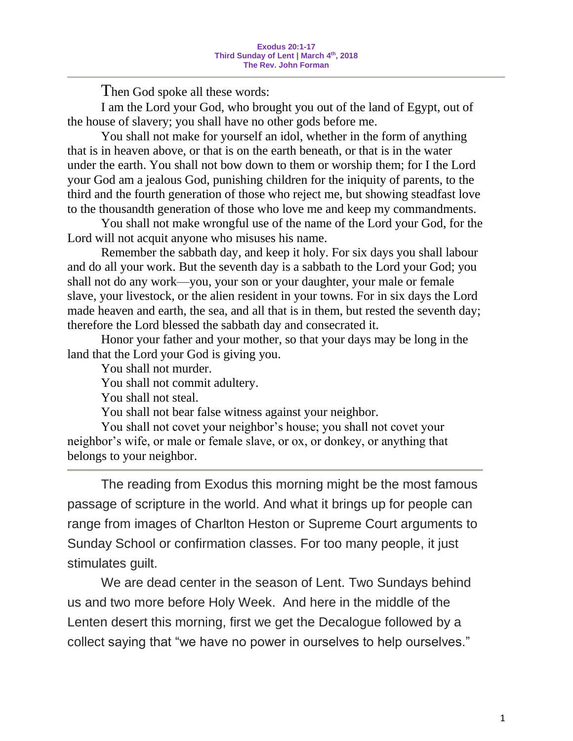**Exodus 20:1-17**
**Third Sunday of Lent | March 4th, 2018**
**The Rev. John Forman**

---

Then God spoke all these words:

I am the Lord your God, who brought you out of the land of Egypt, out of the house of slavery; you shall have no other gods before me.

You shall not make for yourself an idol, whether in the form of anything that is in heaven above, or that is on the earth beneath, or that is in the water under the earth. You shall not bow down to them or worship them; for I the Lord your God am a jealous God, punishing children for the iniquity of parents, to the third and the fourth generation of those who reject me, but showing steadfast love to the thousandth generation of those who love me and keep my commandments.

You shall not make wrongful use of the name of the Lord your God, for the Lord will not acquit anyone who misuses his name.

Remember the sabbath day, and keep it holy. For six days you shall labour and do all your work. But the seventh day is a sabbath to the Lord your God; you shall not do any work—you, your son or your daughter, your male or female slave, your livestock, or the alien resident in your towns. For in six days the Lord made heaven and earth, the sea, and all that is in them, but rested the seventh day; therefore the Lord blessed the sabbath day and consecrated it.

Honor your father and your mother, so that your days may be long in the land that the Lord your God is giving you.

You shall not murder.

You shall not commit adultery.

You shall not steal.

You shall not bear false witness against your neighbor.

You shall not covet your neighbor's house; you shall not covet your neighbor's wife, or male or female slave, or ox, or donkey, or anything that belongs to your neighbor.

---

The reading from Exodus this morning might be the most famous passage of scripture in the world. And what it brings up for people can range from images of Charlton Heston or Supreme Court arguments to Sunday School or confirmation classes. For too many people, it just stimulates guilt.

We are dead center in the season of Lent. Two Sundays behind us and two more before Holy Week. And here in the middle of the Lenten desert this morning, first we get the Decalogue followed by a collect saying that "we have no power in ourselves to help ourselves."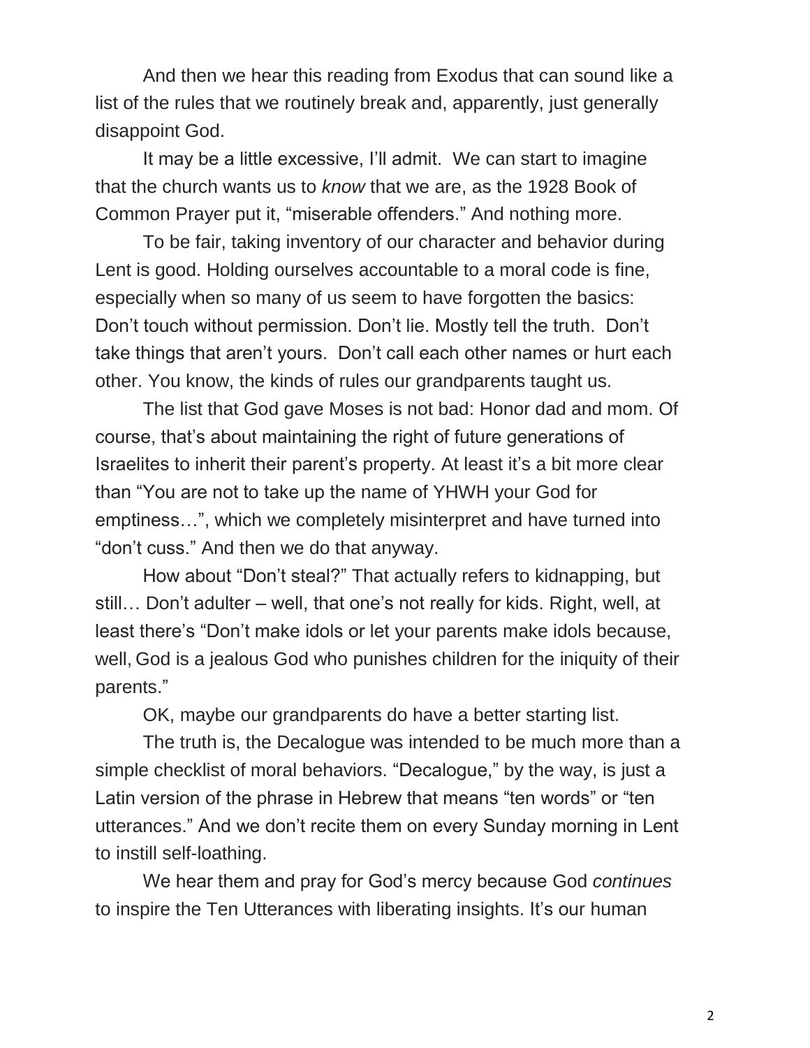And then we hear this reading from Exodus that can sound like a list of the rules that we routinely break and, apparently, just generally disappoint God.

It may be a little excessive, I'll admit. We can start to imagine that the church wants us to *know* that we are, as the 1928 Book of Common Prayer put it, "miserable offenders." And nothing more.

To be fair, taking inventory of our character and behavior during Lent is good. Holding ourselves accountable to a moral code is fine, especially when so many of us seem to have forgotten the basics: Don't touch without permission. Don't lie. Mostly tell the truth. Don't take things that aren't yours. Don't call each other names or hurt each other. You know, the kinds of rules our grandparents taught us.

The list that God gave Moses is not bad: Honor dad and mom. Of course, that's about maintaining the right of future generations of Israelites to inherit their parent's property. At least it's a bit more clear than "You are not to take up the name of YHWH your God for emptiness…", which we completely misinterpret and have turned into "don't cuss." And then we do that anyway.

How about "Don't steal?" That actually refers to kidnapping, but still… Don't adulter – well, that one's not really for kids. Right, well, at least there's "Don't make idols or let your parents make idols because, well, God is a jealous God who punishes children for the iniquity of their parents."

OK, maybe our grandparents do have a better starting list.

The truth is, the Decalogue was intended to be much more than a simple checklist of moral behaviors. "Decalogue," by the way, is just a Latin version of the phrase in Hebrew that means "ten words" or "ten utterances." And we don't recite them on every Sunday morning in Lent to instill self-loathing.

We hear them and pray for God's mercy because God *continues* to inspire the Ten Utterances with liberating insights. It's our human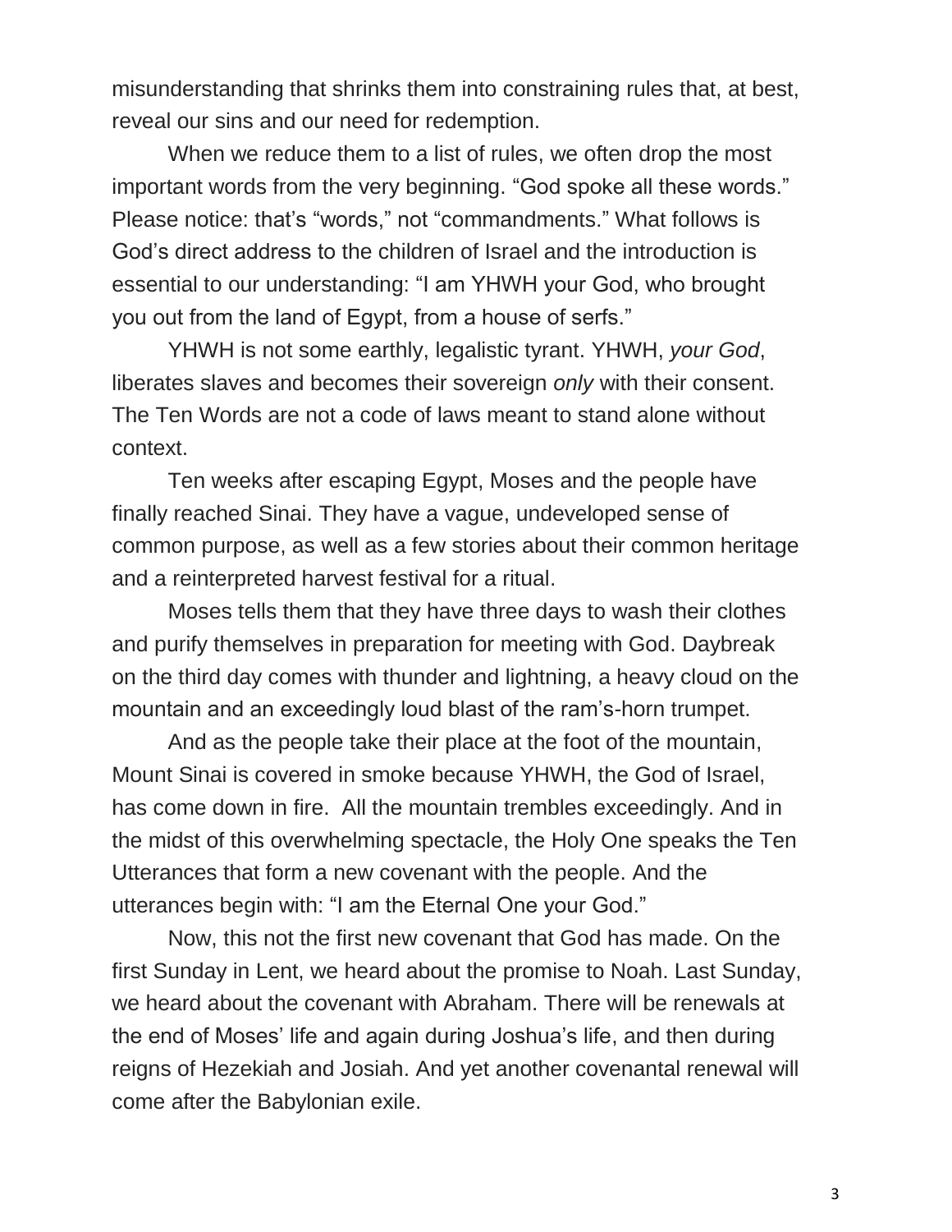misunderstanding that shrinks them into constraining rules that, at best, reveal our sins and our need for redemption.

When we reduce them to a list of rules, we often drop the most important words from the very beginning. "God spoke all these words." Please notice: that's "words," not "commandments." What follows is God's direct address to the children of Israel and the introduction is essential to our understanding: "I am YHWH your God, who brought you out from the land of Egypt, from a house of serfs."

YHWH is not some earthly, legalistic tyrant. YHWH, *your God*, liberates slaves and becomes their sovereign *only* with their consent. The Ten Words are not a code of laws meant to stand alone without context.

Ten weeks after escaping Egypt, Moses and the people have finally reached Sinai. They have a vague, undeveloped sense of common purpose, as well as a few stories about their common heritage and a reinterpreted harvest festival for a ritual.

Moses tells them that they have three days to wash their clothes and purify themselves in preparation for meeting with God. Daybreak on the third day comes with thunder and lightning, a heavy cloud on the mountain and an exceedingly loud blast of the ram's-horn trumpet.

And as the people take their place at the foot of the mountain, Mount Sinai is covered in smoke because YHWH, the God of Israel, has come down in fire. All the mountain trembles exceedingly. And in the midst of this overwhelming spectacle, the Holy One speaks the Ten Utterances that form a new covenant with the people. And the utterances begin with: "I am the Eternal One your God."

Now, this not the first new covenant that God has made. On the first Sunday in Lent, we heard about the promise to Noah. Last Sunday, we heard about the covenant with Abraham. There will be renewals at the end of Moses' life and again during Joshua's life, and then during reigns of Hezekiah and Josiah. And yet another covenantal renewal will come after the Babylonian exile.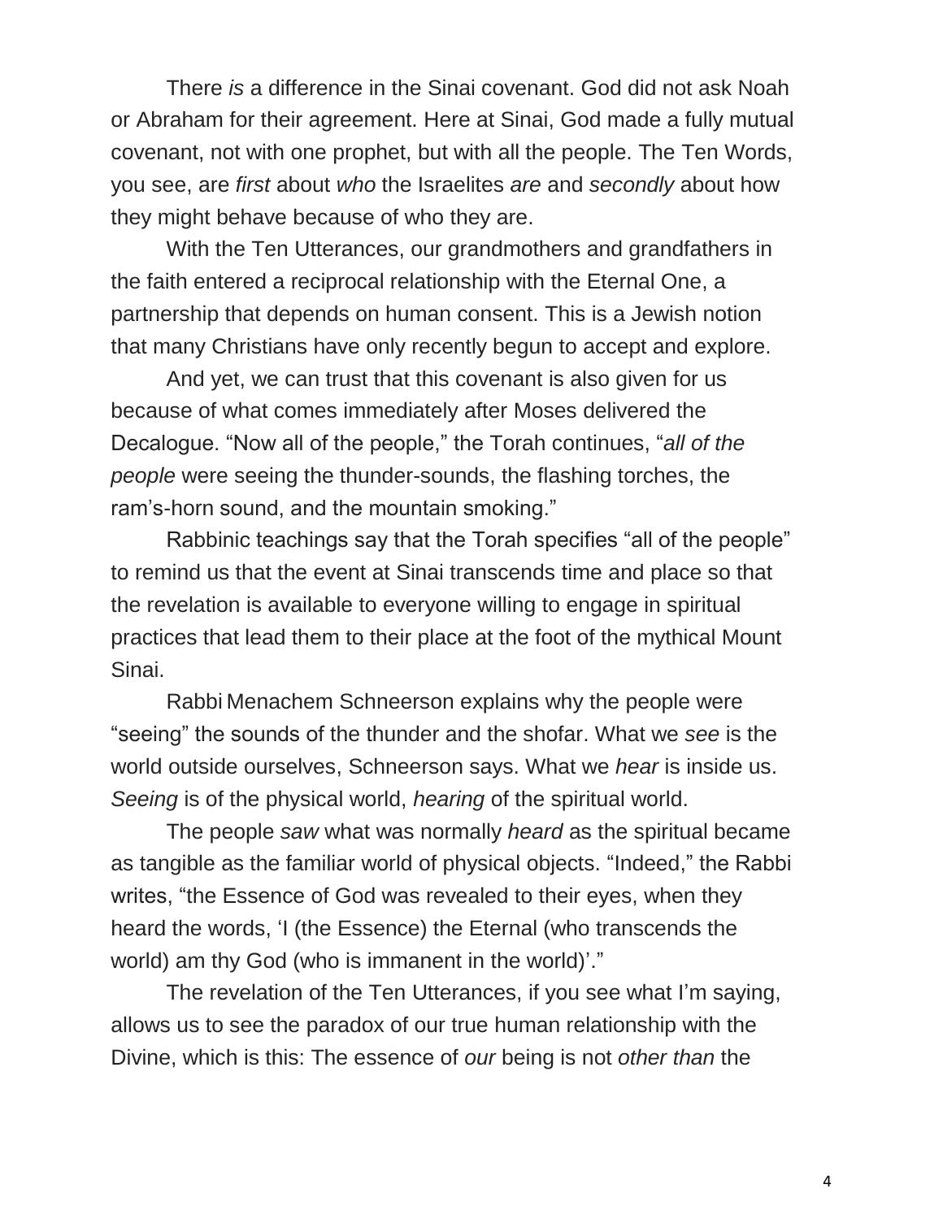There *is* a difference in the Sinai covenant. God did not ask Noah or Abraham for their agreement. Here at Sinai, God made a fully mutual covenant, not with one prophet, but with all the people. The Ten Words, you see, are *first* about *who* the Israelites *are* and *secondly* about how they might behave because of who they are.

With the Ten Utterances, our grandmothers and grandfathers in the faith entered a reciprocal relationship with the Eternal One, a partnership that depends on human consent. This is a Jewish notion that many Christians have only recently begun to accept and explore.

And yet, we can trust that this covenant is also given for us because of what comes immediately after Moses delivered the Decalogue. "Now all of the people," the Torah continues, "*all of the people* were seeing the thunder-sounds, the flashing torches, the ram's-horn sound, and the mountain smoking."

Rabbinic teachings say that the Torah specifies "all of the people" to remind us that the event at Sinai transcends time and place so that the revelation is available to everyone willing to engage in spiritual practices that lead them to their place at the foot of the mythical Mount Sinai.

Rabbi Menachem Schneerson explains why the people were "seeing" the sounds of the thunder and the shofar. What we *see* is the world outside ourselves, Schneerson says. What we *hear* is inside us. *Seeing* is of the physical world, *hearing* of the spiritual world.

The people *saw* what was normally *heard* as the spiritual became as tangible as the familiar world of physical objects. "Indeed," the Rabbi writes, "the Essence of God was revealed to their eyes, when they heard the words, 'I (the Essence) the Eternal (who transcends the world) am thy God (who is immanent in the world)'."

The revelation of the Ten Utterances, if you see what I'm saying, allows us to see the paradox of our true human relationship with the Divine, which is this: The essence of *our* being is not *other than* the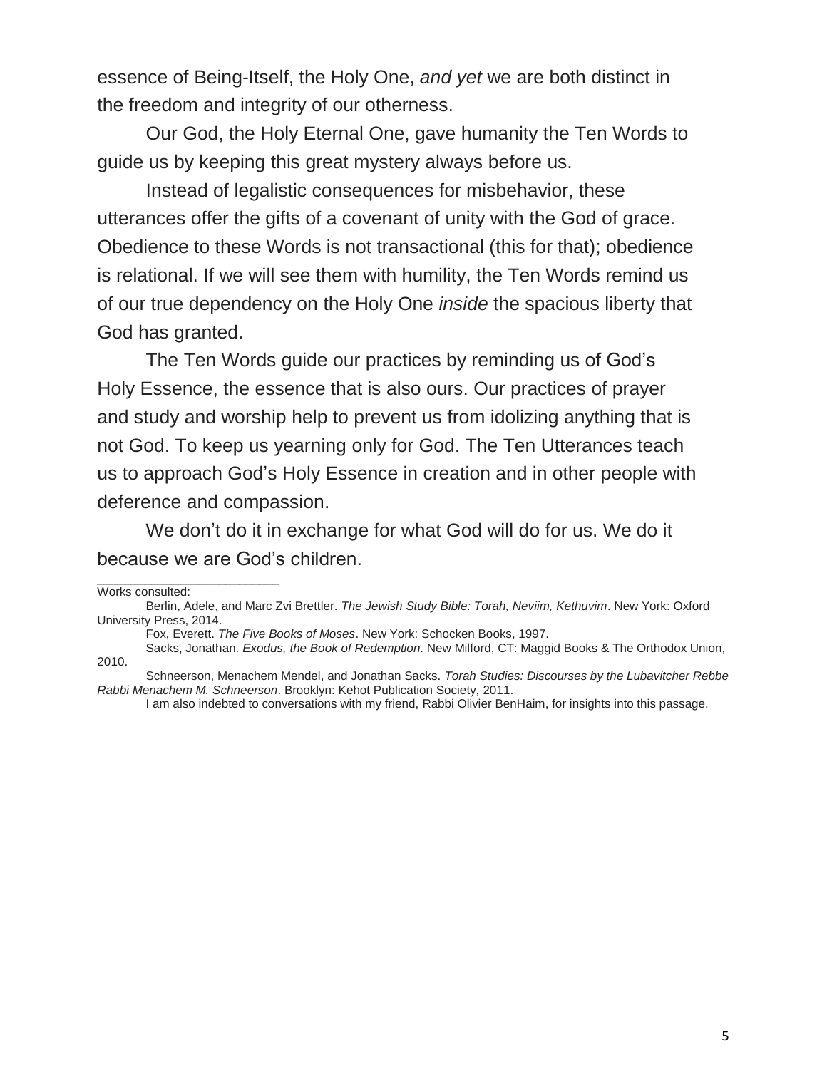essence of Being-Itself, the Holy One, *and yet* we are both distinct in the freedom and integrity of our otherness.

Our God, the Holy Eternal One, gave humanity the Ten Words to guide us by keeping this great mystery always before us.

Instead of legalistic consequences for misbehavior, these utterances offer the gifts of a covenant of unity with the God of grace. Obedience to these Words is not transactional (this for that); obedience is relational. If we will see them with humility, the Ten Words remind us of our true dependency on the Holy One *inside* the spacious liberty that God has granted.

The Ten Words guide our practices by reminding us of God's Holy Essence, the essence that is also ours. Our practices of prayer and study and worship help to prevent us from idolizing anything that is not God. To keep us yearning only for God. The Ten Utterances teach us to approach God's Holy Essence in creation and in other people with deference and compassion.

We don't do it in exchange for what God will do for us. We do it because we are God's children.

---

Works consulted:

Berlin, Adele, and Marc Zvi Brettler. *The Jewish Study Bible: Torah, Neviim, Kethuvim*. New York: Oxford University Press, 2014.

Fox, Everett. *The Five Books of Moses*. New York: Schocken Books, 1997.

Sacks, Jonathan. *Exodus, the Book of Redemption*. New Milford, CT: Maggid Books & The Orthodox Union, 2010.

Schneerson, Menachem Mendel, and Jonathan Sacks. *Torah Studies: Discourses by the Lubavitcher Rebbe Rabbi Menachem M. Schneerson*. Brooklyn: Kehot Publication Society, 2011.

I am also indebted to conversations with my friend, Rabbi Olivier BenHaim, for insights into this passage.